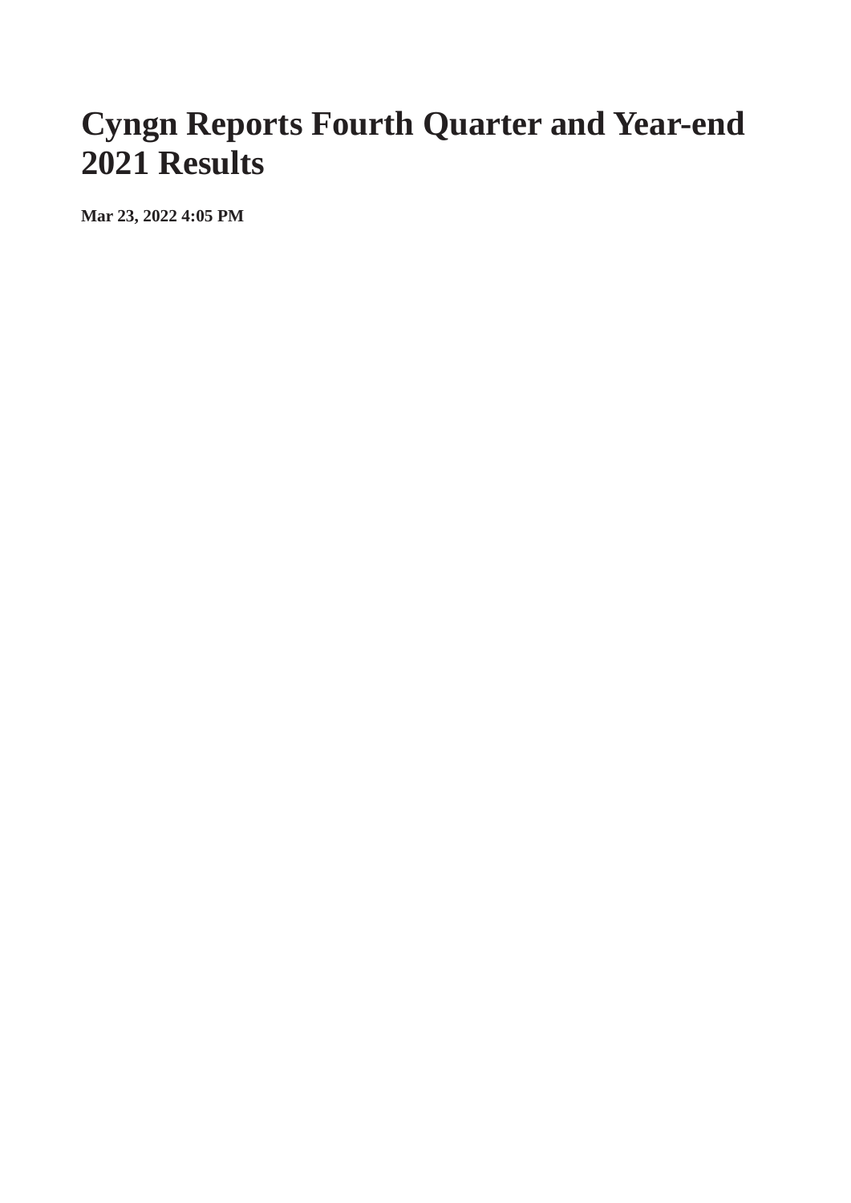# Cyngn Reports Fourth Quarter and Year-end 2021 Results

**Mar 23, 2022 4:05 PM**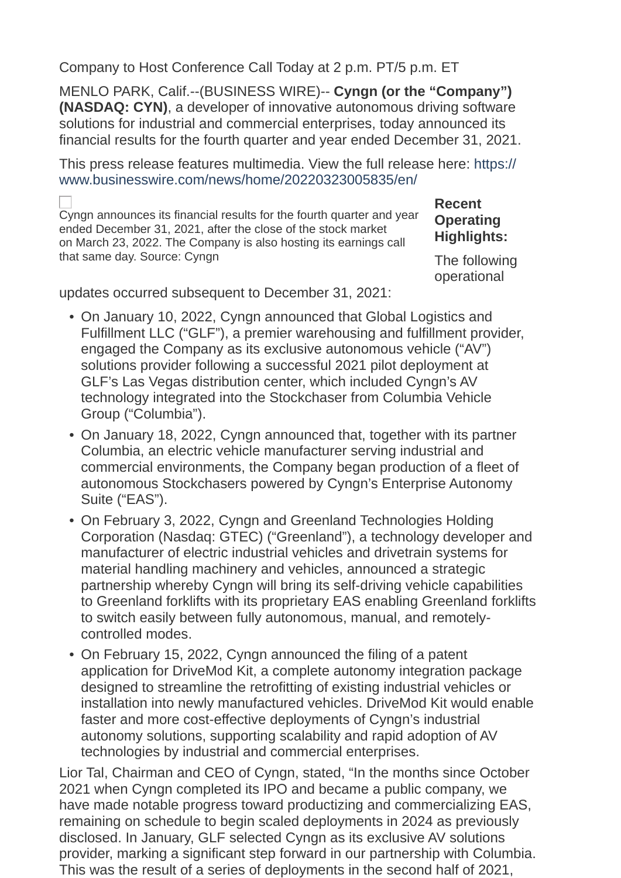Company to Host Conference Call Today at 2 p.m. PT/5 p.m. ET

MENLO PARK, Calif.--(BUSINESS WIRE)-- **Cyngn (or the "Company") (NASDAQ: CYN)**, a developer of innovative autonomous driving software solutions for industrial and commercial enterprises, today announced its financial results for the fourth quarter and year ended December 31, 2021.

This press release features multimedia. View the full release here: https://www.businesswire.com/news/home/20220323005835/en/

Cyngn announces its financial results for the fourth quarter and year ended December 31, 2021, after the close of the stock market on March 23, 2022. The Company is also hosting its earnings call that same day. Source: Cyngn

**Recent Operating Highlights:**

The following operational updates occurred subsequent to December 31, 2021:

- On January 10, 2022, Cyngn announced that Global Logistics and Fulfillment LLC ("GLF"), a premier warehousing and fulfillment provider, engaged the Company as its exclusive autonomous vehicle ("AV") solutions provider following a successful 2021 pilot deployment at GLF's Las Vegas distribution center, which included Cyngn's AV technology integrated into the Stockchaser from Columbia Vehicle Group ("Columbia").
- On January 18, 2022, Cyngn announced that, together with its partner Columbia, an electric vehicle manufacturer serving industrial and commercial environments, the Company began production of a fleet of autonomous Stockchasers powered by Cyngn's Enterprise Autonomy Suite ("EAS").
- On February 3, 2022, Cyngn and Greenland Technologies Holding Corporation (Nasdaq: GTEC) ("Greenland"), a technology developer and manufacturer of electric industrial vehicles and drivetrain systems for material handling machinery and vehicles, announced a strategic partnership whereby Cyngn will bring its self-driving vehicle capabilities to Greenland forklifts with its proprietary EAS enabling Greenland forklifts to switch easily between fully autonomous, manual, and remotely-controlled modes.
- On February 15, 2022, Cyngn announced the filing of a patent application for DriveMod Kit, a complete autonomy integration package designed to streamline the retrofitting of existing industrial vehicles or installation into newly manufactured vehicles. DriveMod Kit would enable faster and more cost-effective deployments of Cyngn's industrial autonomy solutions, supporting scalability and rapid adoption of AV technologies by industrial and commercial enterprises.

Lior Tal, Chairman and CEO of Cyngn, stated, "In the months since October 2021 when Cyngn completed its IPO and became a public company, we have made notable progress toward productizing and commercializing EAS, remaining on schedule to begin scaled deployments in 2024 as previously disclosed. In January, GLF selected Cyngn as its exclusive AV solutions provider, marking a significant step forward in our partnership with Columbia. This was the result of a series of deployments in the second half of 2021,